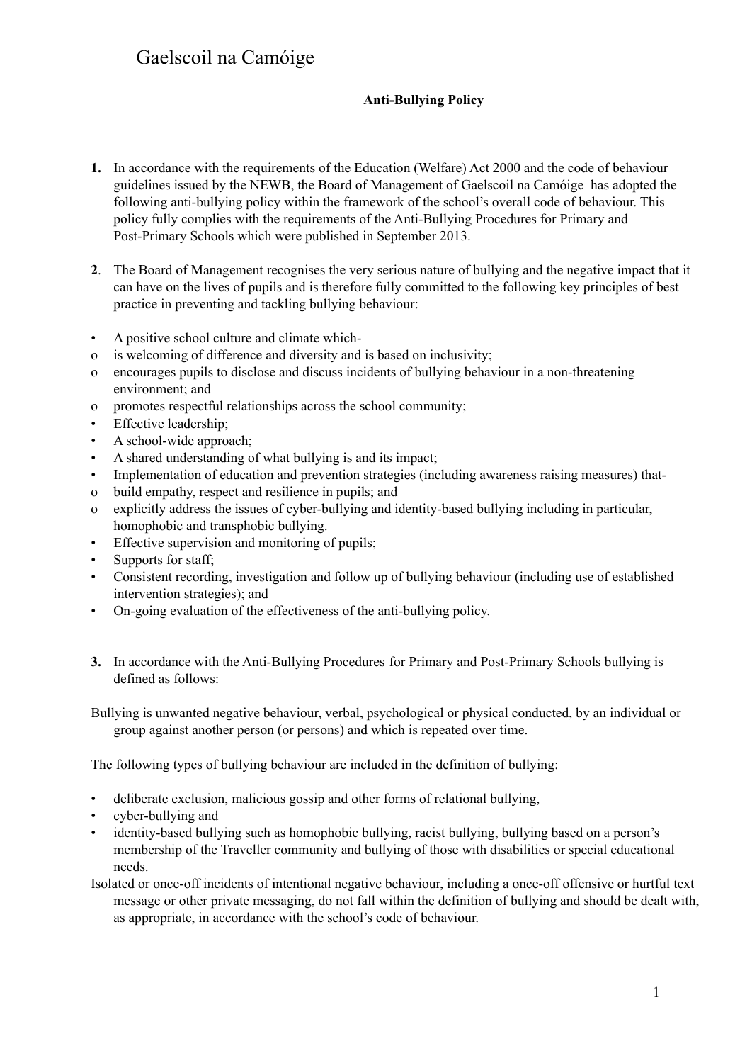# Gaelscoil na Camóige

**Anti-Bullying Policy**

1. In accordance with the requirements of the Education (Welfare) Act 2000 and the code of behaviour guidelines issued by the NEWB, the Board of Management of Gaelscoil na Camóige has adopted the following anti-bullying policy within the framework of the school's overall code of behaviour. This policy fully complies with the requirements of the Anti-Bullying Procedures for Primary and Post-Primary Schools which were published in September 2013.

2. The Board of Management recognises the very serious nature of bullying and the negative impact that it can have on the lives of pupils and is therefore fully committed to the following key principles of best practice in preventing and tackling bullying behaviour:

- A positive school culture and climate which-
  - is welcoming of difference and diversity and is based on inclusivity;
  - encourages pupils to disclose and discuss incidents of bullying behaviour in a non-threatening environment; and
  - promotes respectful relationships across the school community;
- Effective leadership;
- A school-wide approach;
- A shared understanding of what bullying is and its impact;
- Implementation of education and prevention strategies (including awareness raising measures) that-
  - build empathy, respect and resilience in pupils; and
  - explicitly address the issues of cyber-bullying and identity-based bullying including in particular, homophobic and transphobic bullying.
- Effective supervision and monitoring of pupils;
- Supports for staff;
- Consistent recording, investigation and follow up of bullying behaviour (including use of established intervention strategies); and
- On-going evaluation of the effectiveness of the anti-bullying policy.

3. In accordance with the Anti-Bullying Procedures for Primary and Post-Primary Schools bullying is defined as follows:

Bullying is unwanted negative behaviour, verbal, psychological or physical conducted, by an individual or group against another person (or persons) and which is repeated over time.

The following types of bullying behaviour are included in the definition of bullying:

- deliberate exclusion, malicious gossip and other forms of relational bullying,
- cyber-bullying and
- identity-based bullying such as homophobic bullying, racist bullying, bullying based on a person's membership of the Traveller community and bullying of those with disabilities or special educational needs.

Isolated or once-off incidents of intentional negative behaviour, including a once-off offensive or hurtful text message or other private messaging, do not fall within the definition of bullying and should be dealt with, as appropriate, in accordance with the school's code of behaviour.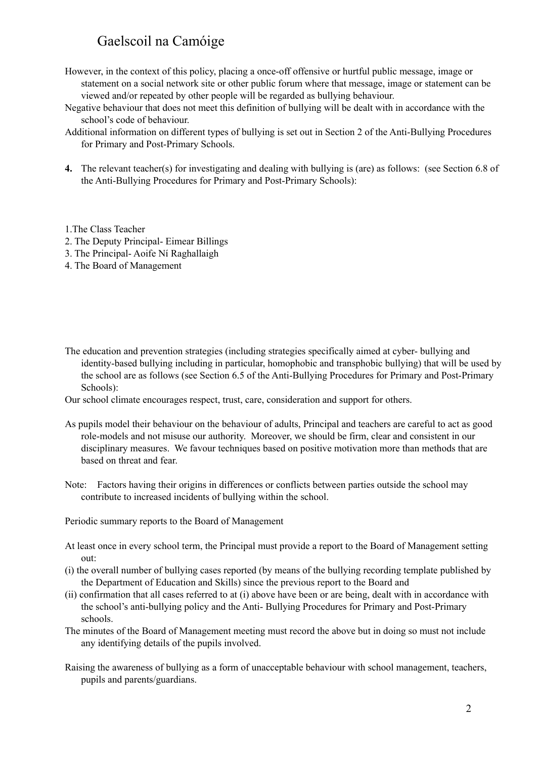However, in the context of this policy, placing a once-off offensive or hurtful public message, image or statement on a social network site or other public forum where that message, image or statement can be viewed and/or repeated by other people will be regarded as bullying behaviour.

Negative behaviour that does not meet this definition of bullying will be dealt with in accordance with the school's code of behaviour.

Additional information on different types of bullying is set out in Section 2 of the Anti-Bullying Procedures for Primary and Post-Primary Schools.

**4.** The relevant teacher(s) for investigating and dealing with bullying is (are) as follows: (see Section 6.8 of the Anti-Bullying Procedures for Primary and Post-Primary Schools):

1. The Class Teacher
2. The Deputy Principal- Eimear Billings
3. The Principal- Aoife Ní Raghallaigh
4. The Board of Management

The education and prevention strategies (including strategies specifically aimed at cyber- bullying and identity-based bullying including in particular, homophobic and transphobic bullying) that will be used by the school are as follows (see Section 6.5 of the Anti-Bullying Procedures for Primary and Post-Primary Schools):

Our school climate encourages respect, trust, care, consideration and support for others.

As pupils model their behaviour on the behaviour of adults, Principal and teachers are careful to act as good role-models and not misuse our authority. Moreover, we should be firm, clear and consistent in our disciplinary measures. We favour techniques based on positive motivation more than methods that are based on threat and fear.

Note: Factors having their origins in differences or conflicts between parties outside the school may contribute to increased incidents of bullying within the school.

Periodic summary reports to the Board of Management

At least once in every school term, the Principal must provide a report to the Board of Management setting out:

(i) the overall number of bullying cases reported (by means of the bullying recording template published by the Department of Education and Skills) since the previous report to the Board and

(ii) confirmation that all cases referred to at (i) above have been or are being, dealt with in accordance with the school's anti-bullying policy and the Anti- Bullying Procedures for Primary and Post-Primary schools.

The minutes of the Board of Management meeting must record the above but in doing so must not include any identifying details of the pupils involved.

Raising the awareness of bullying as a form of unacceptable behaviour with school management, teachers, pupils and parents/guardians.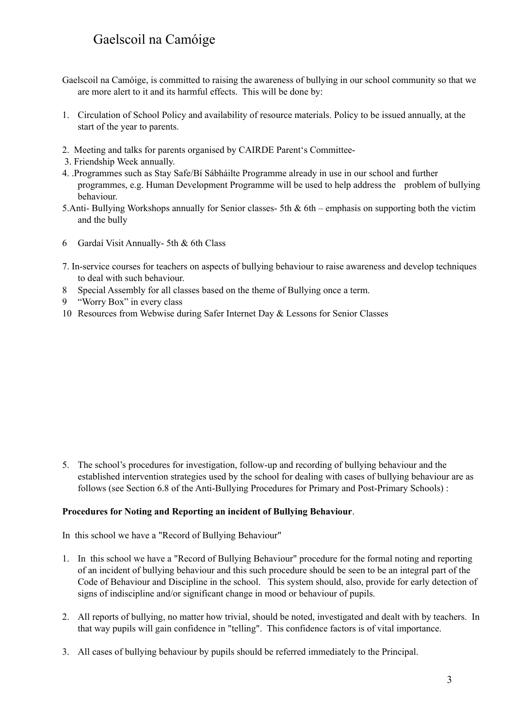# Gaelscoil na Camóige

Gaelscoil na Camóige, is committed to raising the awareness of bullying in our school community so that we are more alert to it and its harmful effects. This will be done by:

1. Circulation of School Policy and availability of resource materials. Policy to be issued annually, at the start of the year to parents.

2. Meeting and talks for parents organised by CAIRDE Parent's Committee-
3. Friendship Week annually.
4. .Programmes such as Stay Safe/Bí Sábháilte Programme already in use in our school and further programmes, e.g. Human Development Programme will be used to help address the problem of bullying behaviour.
5. Anti- Bullying Workshops annually for Senior classes- 5th & 6th – emphasis on supporting both the victim and the bully

6. Gardaí Visit Annually- 5th & 6th Class

7. In-service courses for teachers on aspects of bullying behaviour to raise awareness and develop techniques to deal with such behaviour.
8. Special Assembly for all classes based on the theme of Bullying once a term.
9. "Worry Box" in every class
10. Resources from Webwise during Safer Internet Day & Lessons for Senior Classes

5. The school's procedures for investigation, follow-up and recording of bullying behaviour and the established intervention strategies used by the school for dealing with cases of bullying behaviour are as follows (see Section 6.8 of the Anti-Bullying Procedures for Primary and Post-Primary Schools) :

**Procedures for Noting and Reporting an incident of Bullying Behaviour**.

In this school we have a "Record of Bullying Behaviour"

1. In this school we have a "Record of Bullying Behaviour" procedure for the formal noting and reporting of an incident of bullying behaviour and this such procedure should be seen to be an integral part of the Code of Behaviour and Discipline in the school. This system should, also, provide for early detection of signs of indiscipline and/or significant change in mood or behaviour of pupils.

2. All reports of bullying, no matter how trivial, should be noted, investigated and dealt with by teachers. In that way pupils will gain confidence in "telling". This confidence factors is of vital importance.

3. All cases of bullying behaviour by pupils should be referred immediately to the Principal.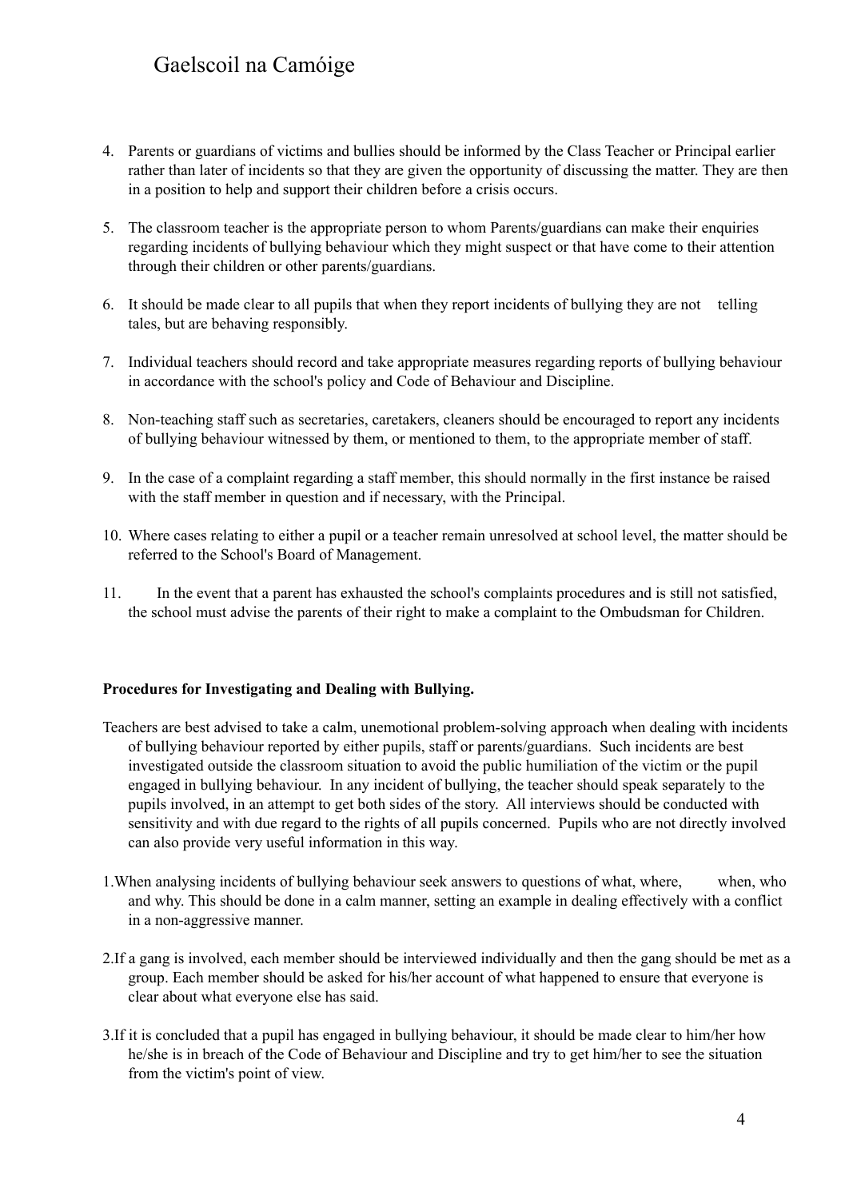4. Parents or guardians of victims and bullies should be informed by the Class Teacher or Principal earlier rather than later of incidents so that they are given the opportunity of discussing the matter. They are then in a position to help and support their children before a crisis occurs.
5. The classroom teacher is the appropriate person to whom Parents/guardians can make their enquiries regarding incidents of bullying behaviour which they might suspect or that have come to their attention through their children or other parents/guardians.
6. It should be made clear to all pupils that when they report incidents of bullying they are not telling tales, but are behaving responsibly.
7. Individual teachers should record and take appropriate measures regarding reports of bullying behaviour in accordance with the school's policy and Code of Behaviour and Discipline.
8. Non-teaching staff such as secretaries, caretakers, cleaners should be encouraged to report any incidents of bullying behaviour witnessed by them, or mentioned to them, to the appropriate member of staff.
9. In the case of a complaint regarding a staff member, this should normally in the first instance be raised with the staff member in question and if necessary, with the Principal.
10. Where cases relating to either a pupil or a teacher remain unresolved at school level, the matter should be referred to the School's Board of Management.
11. In the event that a parent has exhausted the school's complaints procedures and is still not satisfied, the school must advise the parents of their right to make a complaint to the Ombudsman for Children.

**Procedures for Investigating and Dealing with Bullying.**

Teachers are best advised to take a calm, unemotional problem-solving approach when dealing with incidents of bullying behaviour reported by either pupils, staff or parents/guardians. Such incidents are best investigated outside the classroom situation to avoid the public humiliation of the victim or the pupil engaged in bullying behaviour. In any incident of bullying, the teacher should speak separately to the pupils involved, in an attempt to get both sides of the story. All interviews should be conducted with sensitivity and with due regard to the rights of all pupils concerned. Pupils who are not directly involved can also provide very useful information in this way.

1. When analysing incidents of bullying behaviour seek answers to questions of what, where, when, who and why. This should be done in a calm manner, setting an example in dealing effectively with a conflict in a non-aggressive manner.
2. If a gang is involved, each member should be interviewed individually and then the gang should be met as a group. Each member should be asked for his/her account of what happened to ensure that everyone is clear about what everyone else has said.
3. If it is concluded that a pupil has engaged in bullying behaviour, it should be made clear to him/her how he/she is in breach of the Code of Behaviour and Discipline and try to get him/her to see the situation from the victim's point of view.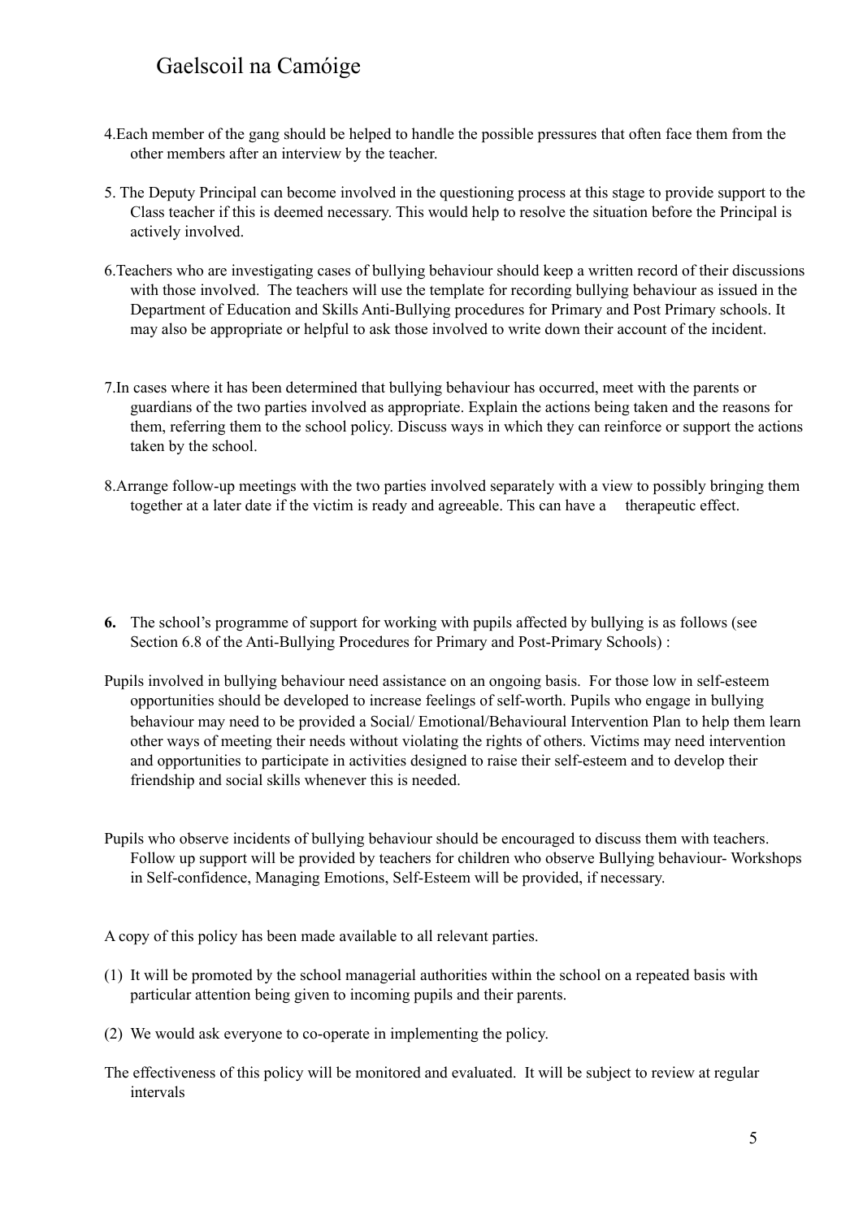4. Each member of the gang should be helped to handle the possible pressures that often face them from the other members after an interview by the teacher.

5. The Deputy Principal can become involved in the questioning process at this stage to provide support to the Class teacher if this is deemed necessary. This would help to resolve the situation before the Principal is actively involved.

6. Teachers who are investigating cases of bullying behaviour should keep a written record of their discussions with those involved. The teachers will use the template for recording bullying behaviour as issued in the Department of Education and Skills Anti-Bullying procedures for Primary and Post Primary schools. It may also be appropriate or helpful to ask those involved to write down their account of the incident.

7. In cases where it has been determined that bullying behaviour has occurred, meet with the parents or guardians of the two parties involved as appropriate. Explain the actions being taken and the reasons for them, referring them to the school policy. Discuss ways in which they can reinforce or support the actions taken by the school.

8. Arrange follow-up meetings with the two parties involved separately with a view to possibly bringing them together at a later date if the victim is ready and agreeable. This can have a therapeutic effect.

**6.** The school's programme of support for working with pupils affected by bullying is as follows (see Section 6.8 of the Anti-Bullying Procedures for Primary and Post-Primary Schools) :

Pupils involved in bullying behaviour need assistance on an ongoing basis. For those low in self-esteem opportunities should be developed to increase feelings of self-worth. Pupils who engage in bullying behaviour may need to be provided a Social/ Emotional/Behavioural Intervention Plan to help them learn other ways of meeting their needs without violating the rights of others. Victims may need intervention and opportunities to participate in activities designed to raise their self-esteem and to develop their friendship and social skills whenever this is needed.

Pupils who observe incidents of bullying behaviour should be encouraged to discuss them with teachers. Follow up support will be provided by teachers for children who observe Bullying behaviour- Workshops in Self-confidence, Managing Emotions, Self-Esteem will be provided, if necessary.

A copy of this policy has been made available to all relevant parties.

(1) It will be promoted by the school managerial authorities within the school on a repeated basis with particular attention being given to incoming pupils and their parents.

(2) We would ask everyone to co-operate in implementing the policy.

The effectiveness of this policy will be monitored and evaluated. It will be subject to review at regular intervals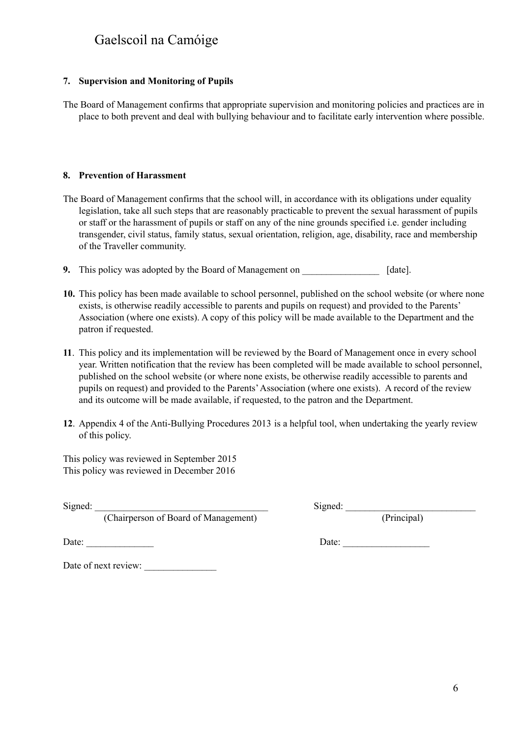Gaelscoil na Camóige

**7. Supervision and Monitoring of Pupils**

The Board of Management confirms that appropriate supervision and monitoring policies and practices are in place to both prevent and deal with bullying behaviour and to facilitate early intervention where possible.

**8. Prevention of Harassment**

The Board of Management confirms that the school will, in accordance with its obligations under equality legislation, take all such steps that are reasonably practicable to prevent the sexual harassment of pupils or staff or the harassment of pupils or staff on any of the nine grounds specified i.e. gender including transgender, civil status, family status, sexual orientation, religion, age, disability, race and membership of the Traveller community.

**9.** This policy was adopted by the Board of Management on ________________ [date].

**10.** This policy has been made available to school personnel, published on the school website (or where none exists, is otherwise readily accessible to parents and pupils on request) and provided to the Parents' Association (where one exists). A copy of this policy will be made available to the Department and the patron if requested.

**11**. This policy and its implementation will be reviewed by the Board of Management once in every school year. Written notification that the review has been completed will be made available to school personnel, published on the school website (or where none exists, be otherwise readily accessible to parents and pupils on request) and provided to the Parents' Association (where one exists). A record of the review and its outcome will be made available, if requested, to the patron and the Department.

**12**. Appendix 4 of the Anti-Bullying Procedures 2013 is a helpful tool, when undertaking the yearly review of this policy.

This policy was reviewed in September 2015
This policy was reviewed in December 2016

Signed: ____________________________________
(Chairperson of Board of Management)

Signed: ___________________________
(Principal)

Date: ______________

Date: __________________

Date of next review: _______________